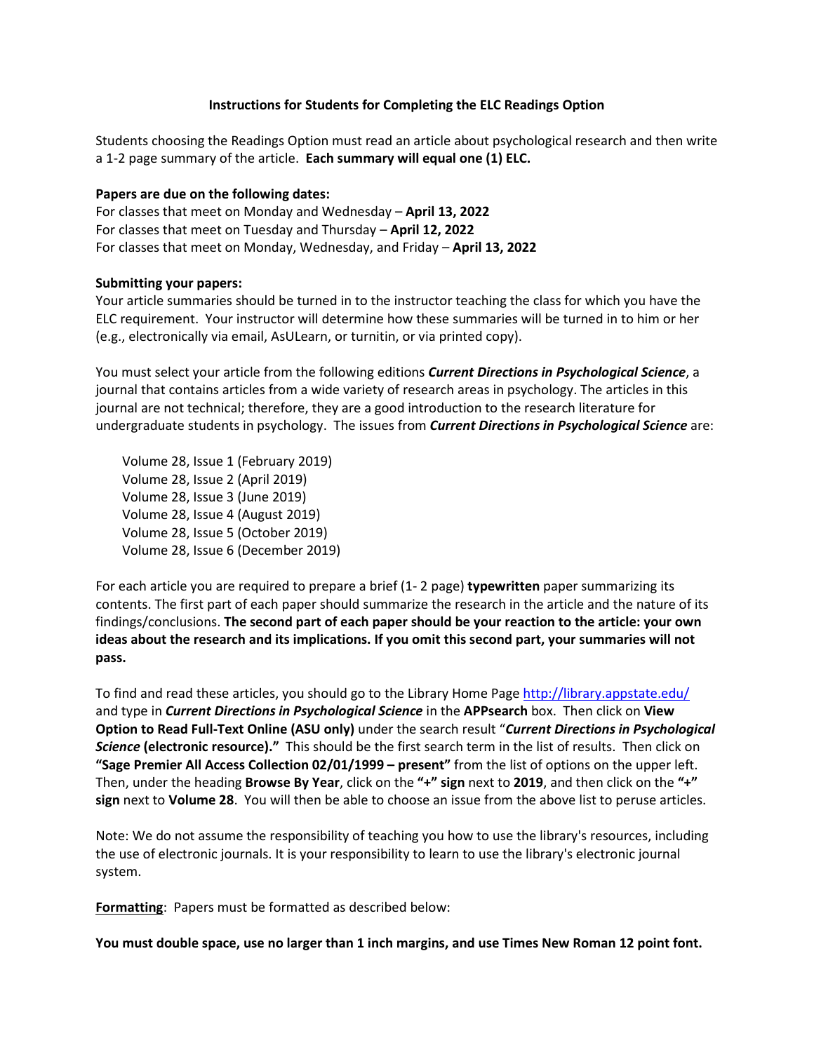## Instructions for Students for Completing the ELC Readings Option

Students choosing the Readings Option must read an article about psychological research and then write a 1-2 page summary of the article. **Each summary will equal one (1) ELC.**

**Papers are due on the following dates:**

For classes that meet on Monday and Wednesday – **April 13, 2022**
For classes that meet on Tuesday and Thursday – **April 12, 2022**
For classes that meet on Monday, Wednesday, and Friday – **April 13, 2022**

**Submitting your papers:**

Your article summaries should be turned in to the instructor teaching the class for which you have the ELC requirement. Your instructor will determine how these summaries will be turned in to him or her (e.g., electronically via email, AsULearn, or turnitin, or via printed copy).

You must select your article from the following editions ***Current Directions in Psychological Science***, a journal that contains articles from a wide variety of research areas in psychology. The articles in this journal are not technical; therefore, they are a good introduction to the research literature for undergraduate students in psychology. The issues from ***Current Directions in Psychological Science*** are:

Volume 28, Issue 1 (February 2019)
Volume 28, Issue 2 (April 2019)
Volume 28, Issue 3 (June 2019)
Volume 28, Issue 4 (August 2019)
Volume 28, Issue 5 (October 2019)
Volume 28, Issue 6 (December 2019)

For each article you are required to prepare a brief (1- 2 page) **typewritten** paper summarizing its contents. The first part of each paper should summarize the research in the article and the nature of its findings/conclusions. **The second part of each paper should be your reaction to the article: your own ideas about the research and its implications. If you omit this second part, your summaries will not pass.**

To find and read these articles, you should go to the Library Home Page http://library.appstate.edu/ and type in ***Current Directions in Psychological Science*** in the **APPsearch** box. Then click on **View Option to Read Full-Text Online (ASU only)** under the search result "***Current Directions in Psychological Science*** **(electronic resource)."** This should be the first search term in the list of results. Then click on **"Sage Premier All Access Collection 02/01/1999 – present"** from the list of options on the upper left. Then, under the heading **Browse By Year**, click on the **"+" sign** next to **2019**, and then click on the **"+" sign** next to **Volume 28**. You will then be able to choose an issue from the above list to peruse articles.

Note: We do not assume the responsibility of teaching you how to use the library's resources, including the use of electronic journals. It is your responsibility to learn to use the library's electronic journal system.

**Formatting**: Papers must be formatted as described below:

**You must double space, use no larger than 1 inch margins, and use Times New Roman 12 point font.**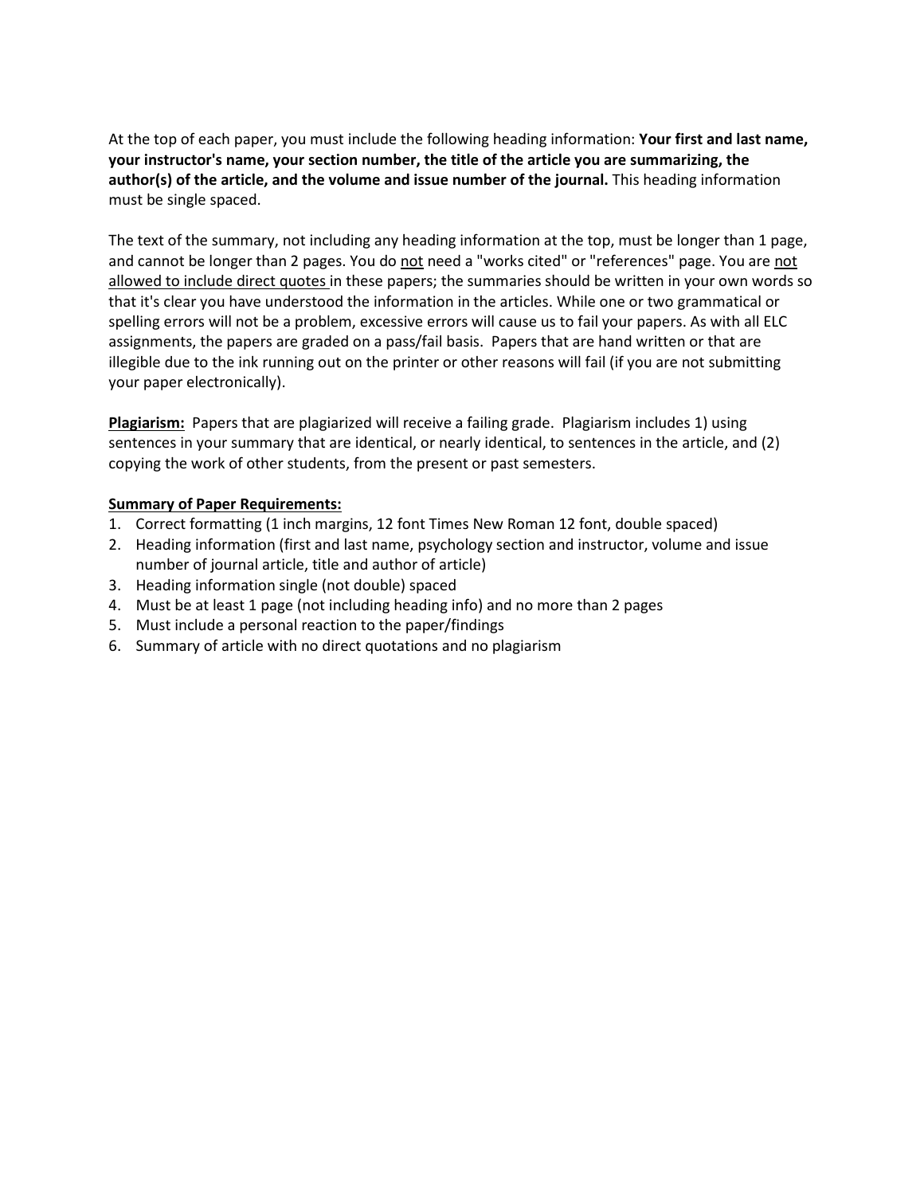At the top of each paper, you must include the following heading information: **Your first and last name, your instructor's name, your section number, the title of the article you are summarizing, the author(s) of the article, and the volume and issue number of the journal.** This heading information must be single spaced.

The text of the summary, not including any heading information at the top, must be longer than 1 page, and cannot be longer than 2 pages. You do <u>not</u> need a "works cited" or "references" page. You are <u>not allowed to include direct quotes</u> in these papers; the summaries should be written in your own words so that it's clear you have understood the information in the articles. While one or two grammatical or spelling errors will not be a problem, excessive errors will cause us to fail your papers. As with all ELC assignments, the papers are graded on a pass/fail basis. Papers that are hand written or that are illegible due to the ink running out on the printer or other reasons will fail (if you are not submitting your paper electronically).

**<u>Plagiarism:</u>** Papers that are plagiarized will receive a failing grade. Plagiarism includes 1) using sentences in your summary that are identical, or nearly identical, to sentences in the article, and (2) copying the work of other students, from the present or past semesters.

**<u>Summary of Paper Requirements:</u>**

1. Correct formatting (1 inch margins, 12 font Times New Roman 12 font, double spaced)
2. Heading information (first and last name, psychology section and instructor, volume and issue number of journal article, title and author of article)
3. Heading information single (not double) spaced
4. Must be at least 1 page (not including heading info) and no more than 2 pages
5. Must include a personal reaction to the paper/findings
6. Summary of article with no direct quotations and no plagiarism